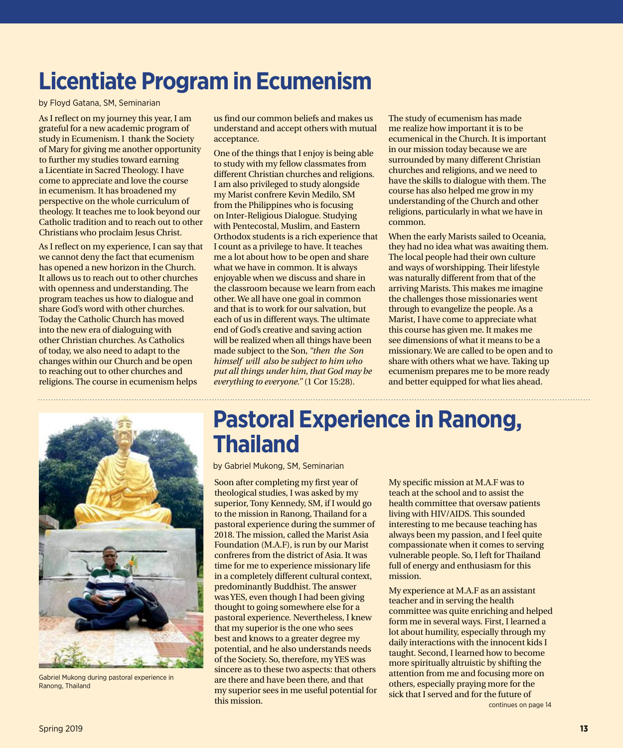# Licentiate Program in Ecumenism

by Floyd Gatana, SM, Seminarian

As I reflect on my journey this year, I am grateful for a new academic program of study in Ecumenism. I thank the Society of Mary for giving me another opportunity to further my studies toward earning a Licentiate in Sacred Theology. I have come to appreciate and love the course in ecumenism. It has broadened my perspective on the whole curriculum of theology. It teaches me to look beyond our Catholic tradition and to reach out to other Christians who proclaim Jesus Christ.

As I reflect on my experience, I can say that we cannot deny the fact that ecumenism has opened a new horizon in the Church. It allows us to reach out to other churches with openness and understanding. The program teaches us how to dialogue and share God's word with other churches. Today the Catholic Church has moved into the new era of dialoguing with other Christian churches. As Catholics of today, we also need to adapt to the changes within our Church and be open to reaching out to other churches and religions. The course in ecumenism helps us find our common beliefs and makes us understand and accept others with mutual acceptance.

One of the things that I enjoy is being able to study with my fellow classmates from different Christian churches and religions. I am also privileged to study alongside my Marist confrere Kevin Medilo, SM from the Philippines who is focusing on Inter-Religious Dialogue. Studying with Pentecostal, Muslim, and Eastern Orthodox students is a rich experience that I count as a privilege to have. It teaches me a lot about how to be open and share what we have in common. It is always enjoyable when we discuss and share in the classroom because we learn from each other. We all have one goal in common and that is to work for our salvation, but each of us in different ways. The ultimate end of God's creative and saving action will be realized when all things have been made subject to the Son, *"then the Son himself will also be subject to him who put all things under him, that God may be everything to everyone."* (1 Cor 15:28).

The study of ecumenism has made me realize how important it is to be ecumenical in the Church. It is important in our mission today because we are surrounded by many different Christian churches and religions, and we need to have the skills to dialogue with them. The course has also helped me grow in my understanding of the Church and other religions, particularly in what we have in common.

When the early Marists sailed to Oceania, they had no idea what was awaiting them. The local people had their own culture and ways of worshipping. Their lifestyle was naturally different from that of the arriving Marists. This makes me imagine the challenges those missionaries went through to evangelize the people. As a Marist, I have come to appreciate what this course has given me. It makes me see dimensions of what it means to be a missionary. We are called to be open and to share with others what we have. Taking up ecumenism prepares me to be more ready and better equipped for what lies ahead.

# Pastoral Experience in Ranong, Thailand

by Gabriel Mukong, SM, Seminarian

Gabriel Mukong during pastoral experience in Ranong, Thailand

Soon after completing my first year of theological studies, I was asked by my superior, Tony Kennedy, SM, if I would go to the mission in Ranong, Thailand for a pastoral experience during the summer of 2018. The mission, called the Marist Asia Foundation (M.A.F), is run by our Marist confreres from the district of Asia. It was time for me to experience missionary life in a completely different cultural context, predominantly Buddhist. The answer was YES, even though I had been giving thought to going somewhere else for a pastoral experience. Nevertheless, I knew that my superior is the one who sees best and knows to a greater degree my potential, and he also understands needs of the Society. So, therefore, my YES was sincere as to these two aspects: that others are there and have been there, and that my superior sees in me useful potential for this mission.

My specific mission at M.A.F was to teach at the school and to assist the health committee that oversaw patients living with HIV/AIDS. This sounded interesting to me because teaching has always been my passion, and I feel quite compassionate when it comes to serving vulnerable people. So, I left for Thailand full of energy and enthusiasm for this mission.

My experience at M.A.F as an assistant teacher and in serving the health committee was quite enriching and helped form me in several ways. First, I learned a lot about humility, especially through my daily interactions with the innocent kids I taught. Second, I learned how to become more spiritually altruistic by shifting the attention from me and focusing more on others, especially praying more for the sick that I served and for the future of

continues on page 14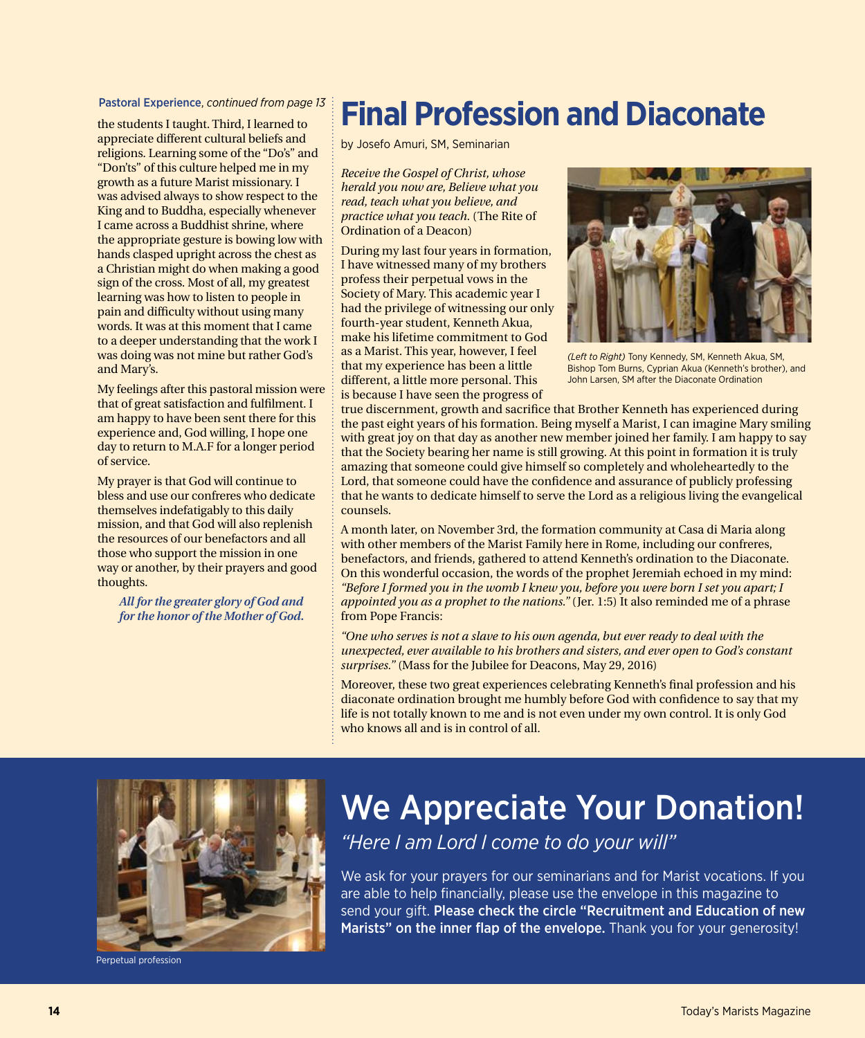Pastoral Experience, *continued from page 13*

the students I taught. Third, I learned to appreciate different cultural beliefs and religions. Learning some of the "Do's" and "Don'ts" of this culture helped me in my growth as a future Marist missionary. I was advised always to show respect to the King and to Buddha, especially whenever I came across a Buddhist shrine, where the appropriate gesture is bowing low with hands clasped upright across the chest as a Christian might do when making a good sign of the cross. Most of all, my greatest learning was how to listen to people in pain and difficulty without using many words. It was at this moment that I came to a deeper understanding that the work I was doing was not mine but rather God's and Mary's.

My feelings after this pastoral mission were that of great satisfaction and fulfilment. I am happy to have been sent there for this experience and, God willing, I hope one day to return to M.A.F for a longer period of service.

My prayer is that God will continue to bless and use our confreres who dedicate themselves indefatigably to this daily mission, and that God will also replenish the resources of our benefactors and all those who support the mission in one way or another, by their prayers and good thoughts.

***All for the greater glory of God and for the honor of the Mother of God.***

# Final Profession and Diaconate

by Josefo Amuri, SM, Seminarian

*Receive the Gospel of Christ, whose herald you now are, Believe what you read, teach what you believe, and practice what you teach.* (The Rite of Ordination of a Deacon)

During my last four years in formation, I have witnessed many of my brothers profess their perpetual vows in the Society of Mary. This academic year I had the privilege of witnessing our only fourth-year student, Kenneth Akua, make his lifetime commitment to God as a Marist. This year, however, I feel that my experience has been a little different, a little more personal. This is because I have seen the progress of true discernment, growth and sacrifice that Brother Kenneth has experienced during the past eight years of his formation. Being myself a Marist, I can imagine Mary smiling with great joy on that day as another new member joined her family. I am happy to say that the Society bearing her name is still growing. At this point in formation it is truly amazing that someone could give himself so completely and wholeheartedly to the Lord, that someone could have the confidence and assurance of publicly professing that he wants to dedicate himself to serve the Lord as a religious living the evangelical counsels.

*(Left to Right)* Tony Kennedy, SM, Kenneth Akua, SM, Bishop Tom Burns, Cyprian Akua (Kenneth's brother), and John Larsen, SM after the Diaconate Ordination

A month later, on November 3rd, the formation community at Casa di Maria along with other members of the Marist Family here in Rome, including our confreres, benefactors, and friends, gathered to attend Kenneth's ordination to the Diaconate. On this wonderful occasion, the words of the prophet Jeremiah echoed in my mind: *"Before I formed you in the womb I knew you, before you were born I set you apart; I appointed you as a prophet to the nations."* (Jer. 1:5) It also reminded me of a phrase from Pope Francis:

*"One who serves is not a slave to his own agenda, but ever ready to deal with the unexpected, ever available to his brothers and sisters, and ever open to God's constant surprises."* (Mass for the Jubilee for Deacons, May 29, 2016)

Moreover, these two great experiences celebrating Kenneth's final profession and his diaconate ordination brought me humbly before God with confidence to say that my life is not totally known to me and is not even under my own control. It is only God who knows all and is in control of all.

Perpetual profession

# We Appreciate Your Donation!

*"Here I am Lord I come to do your will"*

We ask for your prayers for our seminarians and for Marist vocations. If you are able to help financially, please use the envelope in this magazine to send your gift. **Please check the circle "Recruitment and Education of new Marists" on the inner flap of the envelope.** Thank you for your generosity!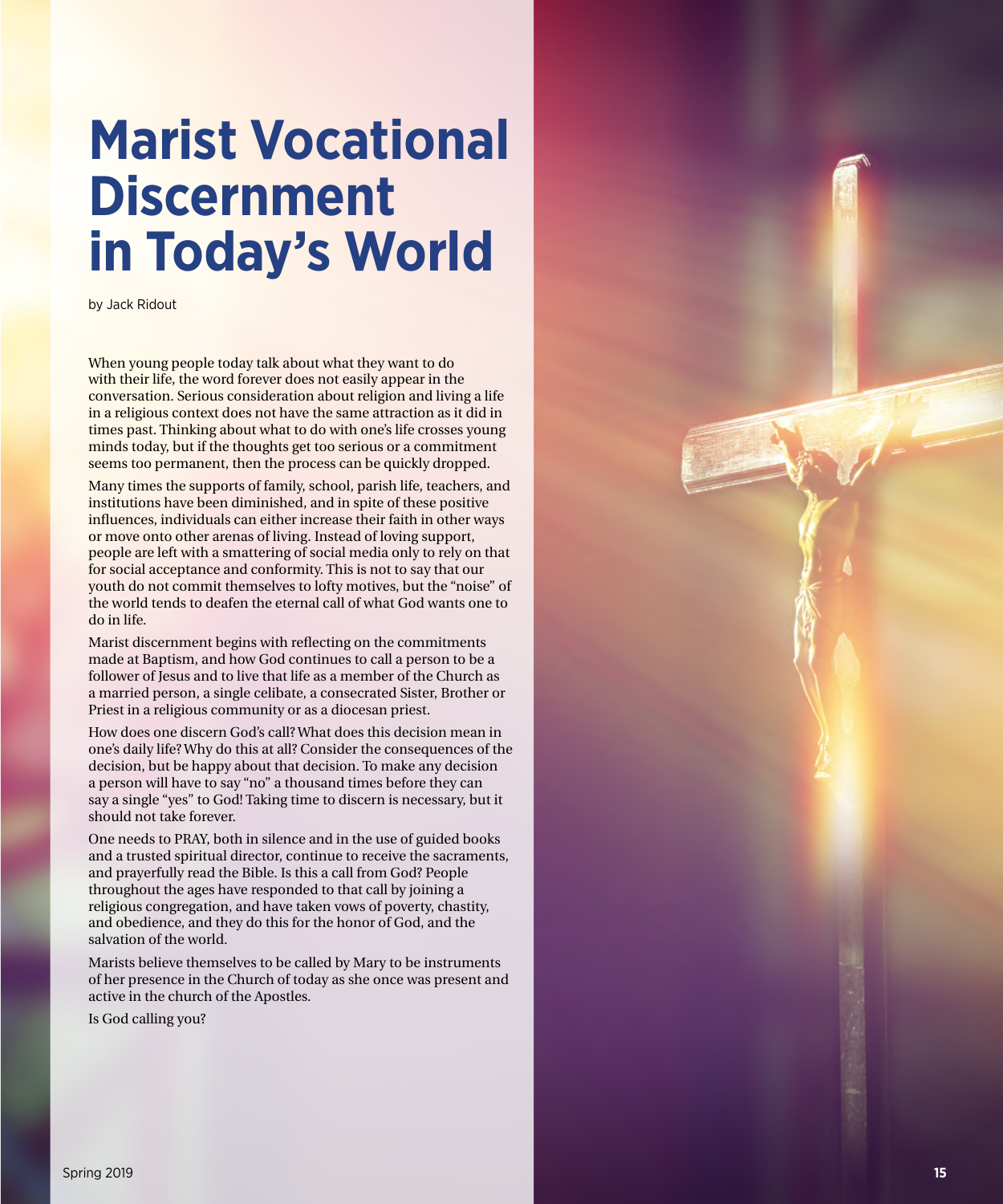# Marist Vocational Discernment in Today's World

by Jack Ridout

When young people today talk about what they want to do with their life, the word forever does not easily appear in the conversation. Serious consideration about religion and living a life in a religious context does not have the same attraction as it did in times past. Thinking about what to do with one's life crosses young minds today, but if the thoughts get too serious or a commitment seems too permanent, then the process can be quickly dropped.

Many times the supports of family, school, parish life, teachers, and institutions have been diminished, and in spite of these positive influences, individuals can either increase their faith in other ways or move onto other arenas of living. Instead of loving support, people are left with a smattering of social media only to rely on that for social acceptance and conformity. This is not to say that our youth do not commit themselves to lofty motives, but the "noise" of the world tends to deafen the eternal call of what God wants one to do in life.

Marist discernment begins with reflecting on the commitments made at Baptism, and how God continues to call a person to be a follower of Jesus and to live that life as a member of the Church as a married person, a single celibate, a consecrated Sister, Brother or Priest in a religious community or as a diocesan priest.

How does one discern God's call? What does this decision mean in one's daily life? Why do this at all? Consider the consequences of the decision, but be happy about that decision. To make any decision a person will have to say "no" a thousand times before they can say a single "yes" to God! Taking time to discern is necessary, but it should not take forever.

One needs to PRAY, both in silence and in the use of guided books and a trusted spiritual director, continue to receive the sacraments, and prayerfully read the Bible. Is this a call from God? People throughout the ages have responded to that call by joining a religious congregation, and have taken vows of poverty, chastity, and obedience, and they do this for the honor of God, and the salvation of the world.

Marists believe themselves to be called by Mary to be instruments of her presence in the Church of today as she once was present and active in the church of the Apostles.

Is God calling you?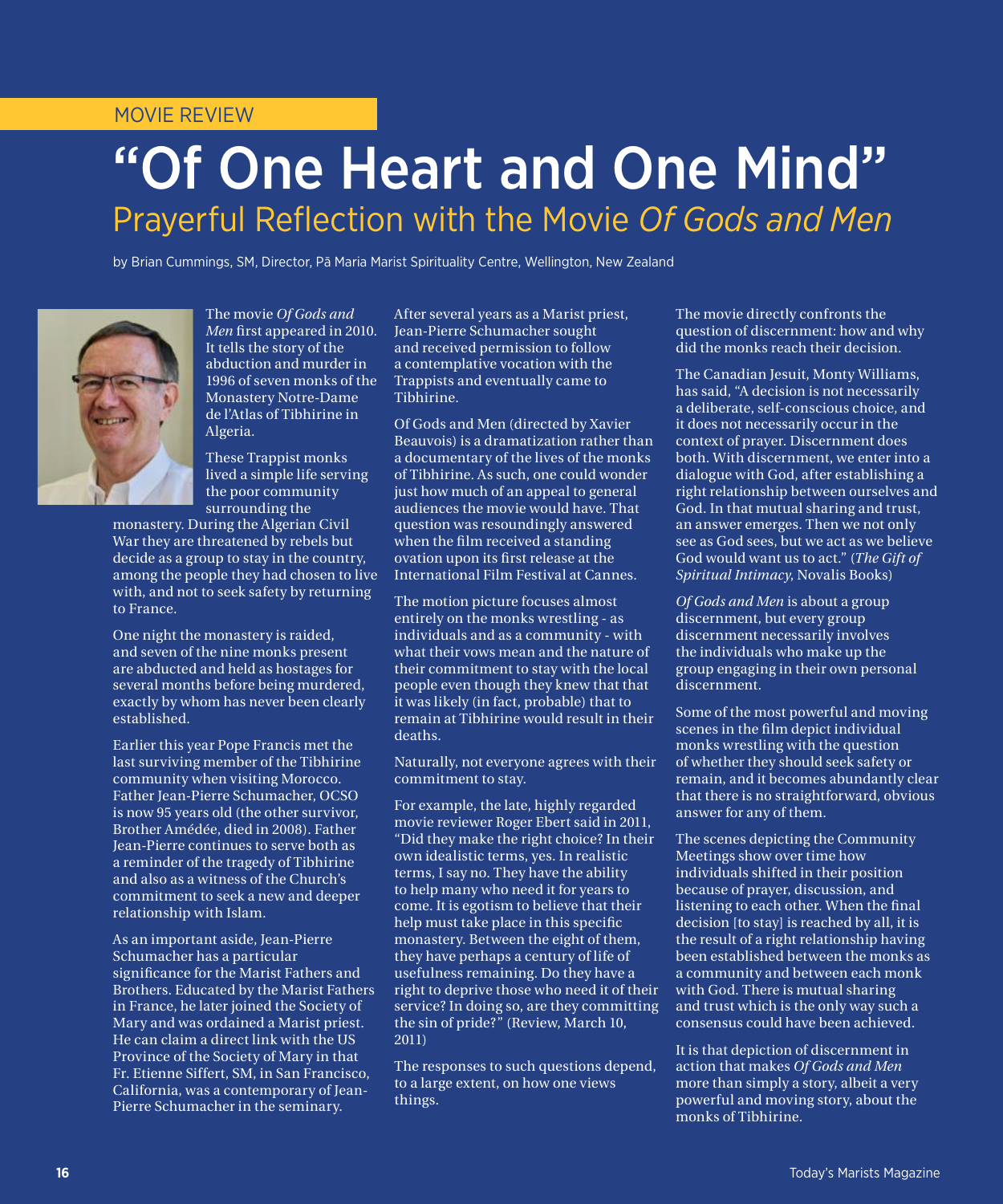MOVIE REVIEW

# "Of One Heart and One Mind"

## Prayerful Reflection with the Movie *Of Gods and Men*

by Brian Cummings, SM, Director, Pā Maria Marist Spirituality Centre, Wellington, New Zealand

The movie *Of Gods and Men* first appeared in 2010. It tells the story of the abduction and murder in 1996 of seven monks of the Monastery Notre-Dame de l'Atlas of Tibhirine in Algeria.

These Trappist monks lived a simple life serving the poor community surrounding the monastery. During the Algerian Civil War they are threatened by rebels but decide as a group to stay in the country, among the people they had chosen to live with, and not to seek safety by returning to France.

One night the monastery is raided, and seven of the nine monks present are abducted and held as hostages for several months before being murdered, exactly by whom has never been clearly established.

Earlier this year Pope Francis met the last surviving member of the Tibhirine community when visiting Morocco. Father Jean-Pierre Schumacher, OCSO is now 95 years old (the other survivor, Brother Amédée, died in 2008). Father Jean-Pierre continues to serve both as a reminder of the tragedy of Tibhirine and also as a witness of the Church's commitment to seek a new and deeper relationship with Islam.

As an important aside, Jean-Pierre Schumacher has a particular significance for the Marist Fathers and Brothers. Educated by the Marist Fathers in France, he later joined the Society of Mary and was ordained a Marist priest. He can claim a direct link with the US Province of the Society of Mary in that Fr. Etienne Siffert, SM, in San Francisco, California, was a contemporary of Jean-Pierre Schumacher in the seminary.

After several years as a Marist priest, Jean-Pierre Schumacher sought and received permission to follow a contemplative vocation with the Trappists and eventually came to Tibhirine.

Of Gods and Men (directed by Xavier Beauvois) is a dramatization rather than a documentary of the lives of the monks of Tibhirine. As such, one could wonder just how much of an appeal to general audiences the movie would have. That question was resoundingly answered when the film received a standing ovation upon its first release at the International Film Festival at Cannes.

The motion picture focuses almost entirely on the monks wrestling - as individuals and as a community - with what their vows mean and the nature of their commitment to stay with the local people even though they knew that that it was likely (in fact, probable) that to remain at Tibhirine would result in their deaths.

Naturally, not everyone agrees with their commitment to stay.

For example, the late, highly regarded movie reviewer Roger Ebert said in 2011, "Did they make the right choice? In their own idealistic terms, yes. In realistic terms, I say no. They have the ability to help many who need it for years to come. It is egotism to believe that their help must take place in this specific monastery. Between the eight of them, they have perhaps a century of life of usefulness remaining. Do they have a right to deprive those who need it of their service? In doing so, are they committing the sin of pride?" (Review, March 10, 2011)

The responses to such questions depend, to a large extent, on how one views things.

The movie directly confronts the question of discernment: how and why did the monks reach their decision.

The Canadian Jesuit, Monty Williams, has said, "A decision is not necessarily a deliberate, self-conscious choice, and it does not necessarily occur in the context of prayer. Discernment does both. With discernment, we enter into a dialogue with God, after establishing a right relationship between ourselves and God. In that mutual sharing and trust, an answer emerges. Then we not only see as God sees, but we act as we believe God would want us to act." (*The Gift of Spiritual Intimacy*, Novalis Books)

*Of Gods and Men* is about a group discernment, but every group discernment necessarily involves the individuals who make up the group engaging in their own personal discernment.

Some of the most powerful and moving scenes in the film depict individual monks wrestling with the question of whether they should seek safety or remain, and it becomes abundantly clear that there is no straightforward, obvious answer for any of them.

The scenes depicting the Community Meetings show over time how individuals shifted in their position because of prayer, discussion, and listening to each other. When the final decision [to stay] is reached by all, it is the result of a right relationship having been established between the monks as a community and between each monk with God. There is mutual sharing and trust which is the only way such a consensus could have been achieved.

It is that depiction of discernment in action that makes *Of Gods and Men* more than simply a story, albeit a very powerful and moving story, about the monks of Tibhirine.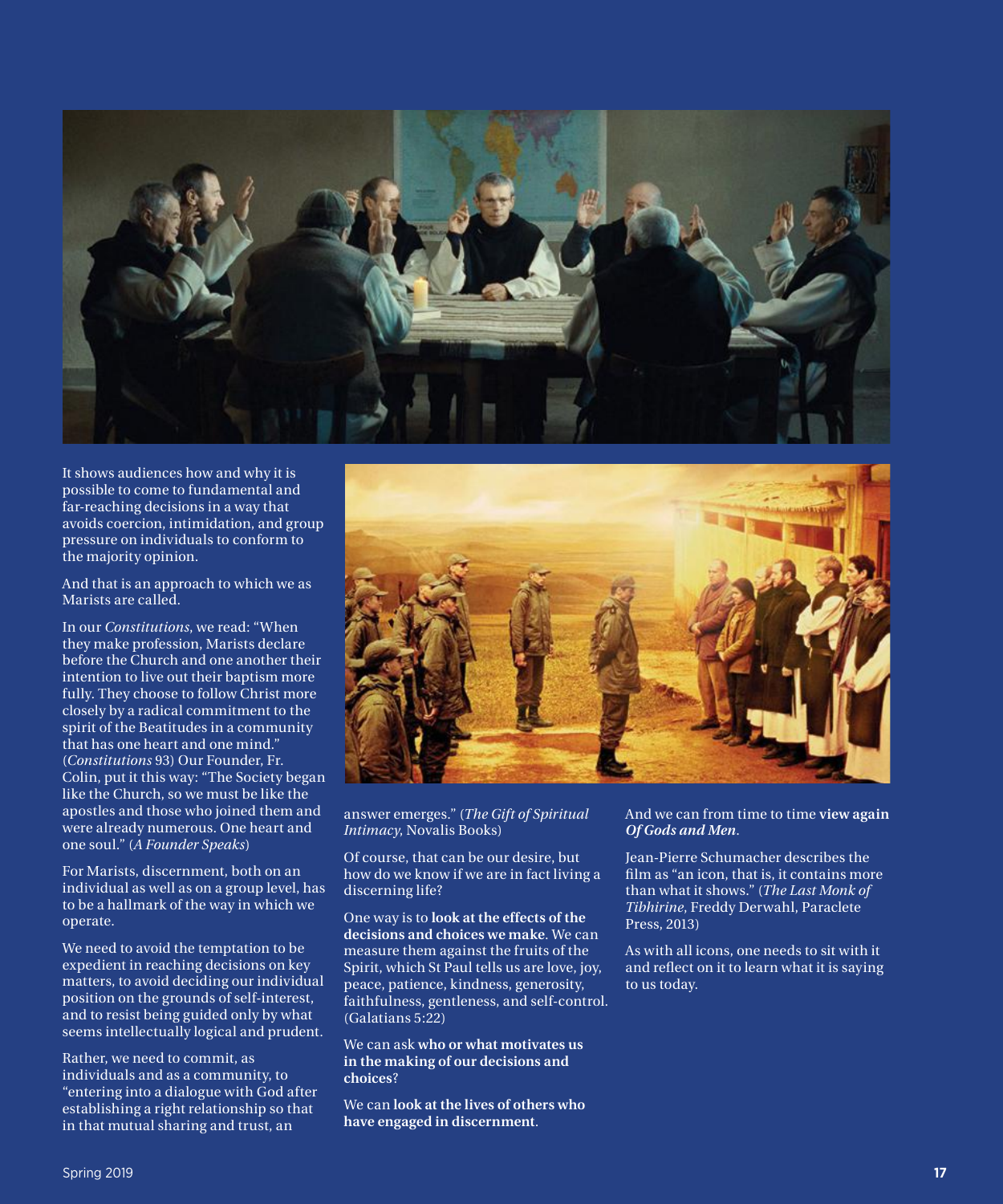It shows audiences how and why it is possible to come to fundamental and far-reaching decisions in a way that avoids coercion, intimidation, and group pressure on individuals to conform to the majority opinion.

And that is an approach to which we as Marists are called.

In our *Constitutions*, we read: "When they make profession, Marists declare before the Church and one another their intention to live out their baptism more fully. They choose to follow Christ more closely by a radical commitment to the spirit of the Beatitudes in a community that has one heart and one mind." (*Constitutions* 93) Our Founder, Fr. Colin, put it this way: "The Society began like the Church, so we must be like the apostles and those who joined them and were already numerous. One heart and one soul." (*A Founder Speaks*)

For Marists, discernment, both on an individual as well as on a group level, has to be a hallmark of the way in which we operate.

We need to avoid the temptation to be expedient in reaching decisions on key matters, to avoid deciding our individual position on the grounds of self-interest, and to resist being guided only by what seems intellectually logical and prudent.

Rather, we need to commit, as individuals and as a community, to "entering into a dialogue with God after establishing a right relationship so that in that mutual sharing and trust, an answer emerges." (*The Gift of Spiritual Intimacy*, Novalis Books)

Of course, that can be our desire, but how do we know if we are in fact living a discerning life?

One way is to **look at the effects of the decisions and choices we make**. We can measure them against the fruits of the Spirit, which St Paul tells us are love, joy, peace, patience, kindness, generosity, faithfulness, gentleness, and self-control. (Galatians 5:22)

We can ask **who or what motivates us in the making of our decisions and choices?**

We can **look at the lives of others who have engaged in discernment**.

And we can from time to time **view again *Of Gods and Men***.

Jean-Pierre Schumacher describes the film as "an icon, that is, it contains more than what it shows." (*The Last Monk of Tibhirine*, Freddy Derwahl, Paraclete Press, 2013)

As with all icons, one needs to sit with it and reflect on it to learn what it is saying to us today.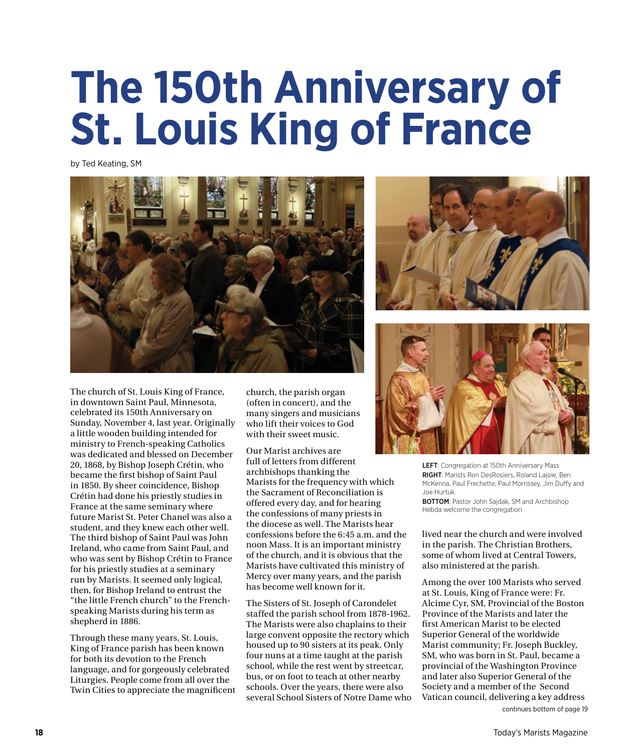# The 150th Anniversary of St. Louis King of France

by Ted Keating, SM

The church of St. Louis King of France, in downtown Saint Paul, Minnesota, celebrated its 150th Anniversary on Sunday, November 4, last year. Originally a little wooden building intended for ministry to French-speaking Catholics was dedicated and blessed on December 20, 1868, by Bishop Joseph Crétin, who became the first bishop of Saint Paul in 1850. By sheer coincidence, Bishop Crétin had done his priestly studies in France at the same seminary where future Marist St. Peter Chanel was also a student, and they knew each other well. The third bishop of Saint Paul was John Ireland, who came from Saint Paul, and who was sent by Bishop Crétin to France for his priestly studies at a seminary run by Marists. It seemed only logical, then, for Bishop Ireland to entrust the "the little French church" to the French-speaking Marists during his term as shepherd in 1886.

Through these many years, St. Louis, King of France parish has been known for both its devotion to the French language, and for gorgeously celebrated Liturgies. People come from all over the Twin Cities to appreciate the magnificent church, the parish organ (often in concert), and the many singers and musicians who lift their voices to God with their sweet music.

Our Marist archives are full of letters from different archbishops thanking the Marists for the frequency with which the Sacrament of Reconciliation is offered every day, and for hearing the confessions of many priests in the diocese as well. The Marists hear confessions before the 6:45 a.m. and the noon Mass. It is an important ministry of the church, and it is obvious that the Marists have cultivated this ministry of Mercy over many years, and the parish has become well known for it.

The Sisters of St. Joseph of Carondelet staffed the parish school from 1878-1962. The Marists were also chaplains to their large convent opposite the rectory which housed up to 90 sisters at its peak. Only four nuns at a time taught at the parish school, while the rest went by streetcar, bus, or on foot to teach at other nearby schools. Over the years, there were also several School Sisters of Notre Dame who lived near the church and were involved in the parish. The Christian Brothers, some of whom lived at Central Towers, also ministered at the parish.

**LEFT**: Congregation at 150th Anniversary Mass
**RIGHT**: Marists Ron DesRosiers, Roland Lajoie, Ben McKenna, Paul Frechette, Paul Morrissey, Jim Duffy and Joe Hurtuk
**BOTTOM**: Pastor John Sajdak, SM and Archbishop Hebda welcome the congregation

Among the over 100 Marists who served at St. Louis, King of France were: Fr. Alcime Cyr, SM, Provincial of the Boston Province of the Marists and later the first American Marist to be elected Superior General of the worldwide Marist community; Fr. Joseph Buckley, SM, who was born in St. Paul, became a provincial of the Washington Province and later also Superior General of the Society and a member of the Second Vatican council, delivering a key address

continues bottom of page 19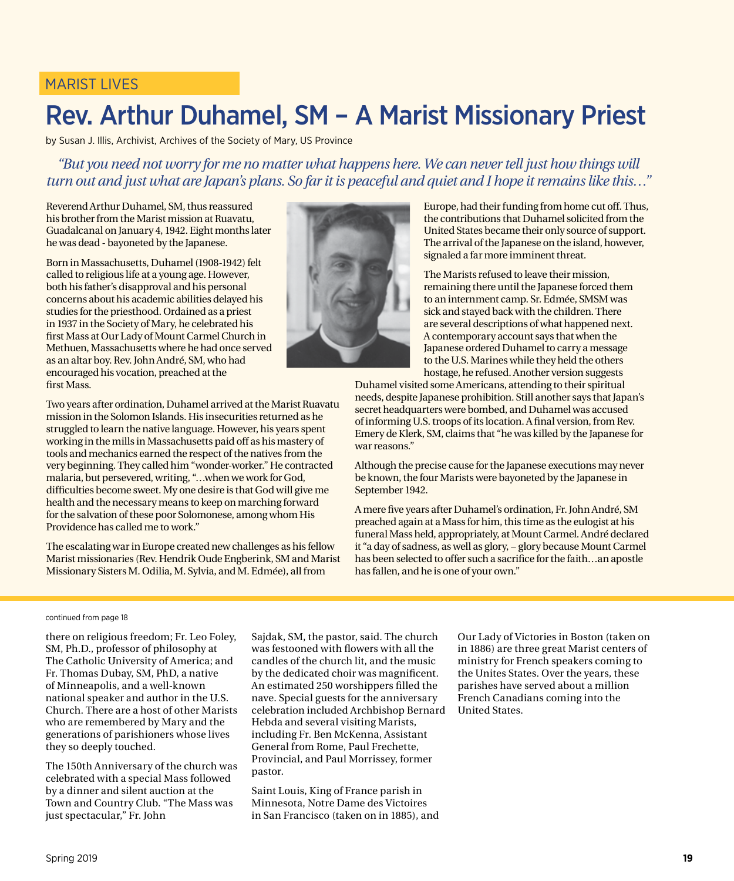MARIST LIVES

# Rev. Arthur Duhamel, SM – A Marist Missionary Priest

by Susan J. Illis, Archivist, Archives of the Society of Mary, US Province

*"But you need not worry for me no matter what happens here. We can never tell just how things will turn out and just what are Japan's plans. So far it is peaceful and quiet and I hope it remains like this…"*

Reverend Arthur Duhamel, SM, thus reassured his brother from the Marist mission at Ruavatu, Guadalcanal on January 4, 1942. Eight months later he was dead - bayoneted by the Japanese.

Born in Massachusetts, Duhamel (1908-1942) felt called to religious life at a young age. However, both his father's disapproval and his personal concerns about his academic abilities delayed his studies for the priesthood. Ordained as a priest in 1937 in the Society of Mary, he celebrated his first Mass at Our Lady of Mount Carmel Church in Methuen, Massachusetts where he had once served as an altar boy. Rev. John André, SM, who had encouraged his vocation, preached at the first Mass.

Two years after ordination, Duhamel arrived at the Marist Ruavatu mission in the Solomon Islands. His insecurities returned as he struggled to learn the native language. However, his years spent working in the mills in Massachusetts paid off as his mastery of tools and mechanics earned the respect of the natives from the very beginning. They called him "wonder-worker." He contracted malaria, but persevered, writing, "…when we work for God, difficulties become sweet. My one desire is that God will give me health and the necessary means to keep on marching forward for the salvation of these poor Solomonese, among whom His Providence has called me to work."

The escalating war in Europe created new challenges as his fellow Marist missionaries (Rev. Hendrik Oude Engberink, SM and Marist Missionary Sisters M. Odilia, M. Sylvia, and M. Edmée), all from Europe, had their funding from home cut off. Thus, the contributions that Duhamel solicited from the United States became their only source of support. The arrival of the Japanese on the island, however, signaled a far more imminent threat.

The Marists refused to leave their mission, remaining there until the Japanese forced them to an internment camp. Sr. Edmée, SMSM was sick and stayed back with the children. There are several descriptions of what happened next. A contemporary account says that when the Japanese ordered Duhamel to carry a message to the U.S. Marines while they held the others hostage, he refused. Another version suggests Duhamel visited some Americans, attending to their spiritual needs, despite Japanese prohibition. Still another says that Japan's secret headquarters were bombed, and Duhamel was accused of informing U.S. troops of its location. A final version, from Rev. Emery de Klerk, SM, claims that "he was killed by the Japanese for war reasons."

Although the precise cause for the Japanese executions may never be known, the four Marists were bayoneted by the Japanese in September 1942.

A mere five years after Duhamel's ordination, Fr. John André, SM preached again at a Mass for him, this time as the eulogist at his funeral Mass held, appropriately, at Mount Carmel. André declared it "a day of sadness, as well as glory, – glory because Mount Carmel has been selected to offer such a sacrifice for the faith…an apostle has fallen, and he is one of your own."

---

continued from page 18

there on religious freedom; Fr. Leo Foley, SM, Ph.D., professor of philosophy at The Catholic University of America; and Fr. Thomas Dubay, SM, PhD, a native of Minneapolis, and a well-known national speaker and author in the U.S. Church. There are a host of other Marists who are remembered by Mary and the generations of parishioners whose lives they so deeply touched.

The 150th Anniversary of the church was celebrated with a special Mass followed by a dinner and silent auction at the Town and Country Club. "The Mass was just spectacular," Fr. John Sajdak, SM, the pastor, said. The church was festooned with flowers with all the candles of the church lit, and the music by the dedicated choir was magnificent. An estimated 250 worshippers filled the nave. Special guests for the anniversary celebration included Archbishop Bernard Hebda and several visiting Marists, including Fr. Ben McKenna, Assistant General from Rome, Paul Frechette, Provincial, and Paul Morrissey, former pastor.

Saint Louis, King of France parish in Minnesota, Notre Dame des Victoires in San Francisco (taken on in 1885), and Our Lady of Victories in Boston (taken on in 1886) are three great Marist centers of ministry for French speakers coming to the Unites States. Over the years, these parishes have served about a million French Canadians coming into the United States.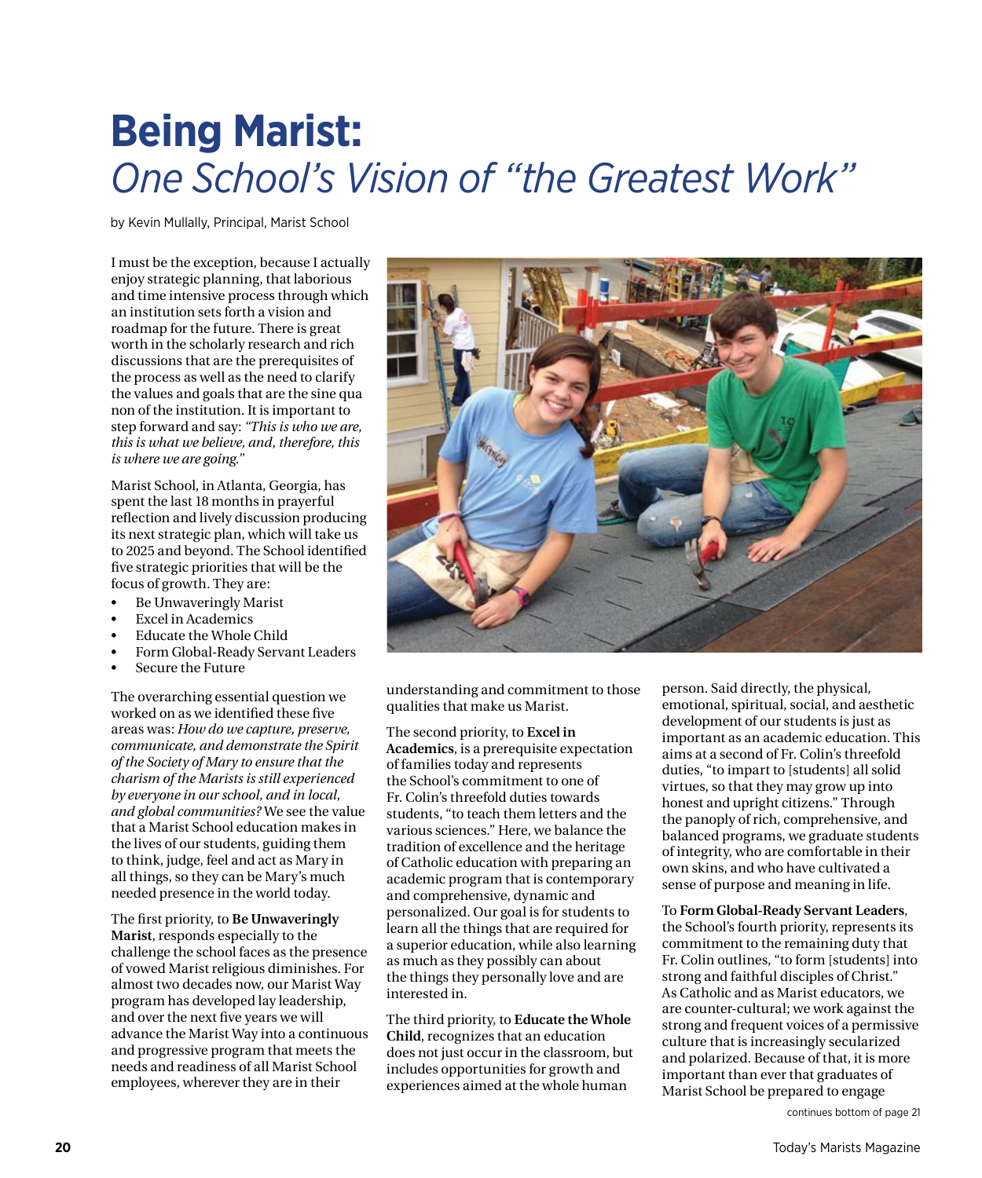# Being Marist:

## *One School's Vision of "the Greatest Work"*

by Kevin Mullally, Principal, Marist School

I must be the exception, because I actually enjoy strategic planning, that laborious and time intensive process through which an institution sets forth a vision and roadmap for the future. There is great worth in the scholarly research and rich discussions that are the prerequisites of the process as well as the need to clarify the values and goals that are the sine qua non of the institution. It is important to step forward and say: *"This is who we are, this is what we believe, and, therefore, this is where we are going."*

Marist School, in Atlanta, Georgia, has spent the last 18 months in prayerful reflection and lively discussion producing its next strategic plan, which will take us to 2025 and beyond. The School identified five strategic priorities that will be the focus of growth. They are:

- Be Unwaveringly Marist
- Excel in Academics
- Educate the Whole Child
- Form Global-Ready Servant Leaders
- Secure the Future

The overarching essential question we worked on as we identified these five areas was: *How do we capture, preserve, communicate, and demonstrate the Spirit of the Society of Mary to ensure that the charism of the Marists is still experienced by everyone in our school, and in local, and global communities?* We see the value that a Marist School education makes in the lives of our students, guiding them to think, judge, feel and act as Mary in all things, so they can be Mary's much needed presence in the world today.

The first priority, to **Be Unwaveringly Marist**, responds especially to the challenge the school faces as the presence of vowed Marist religious diminishes. For almost two decades now, our Marist Way program has developed lay leadership, and over the next five years we will advance the Marist Way into a continuous and progressive program that meets the needs and readiness of all Marist School employees, wherever they are in their understanding and commitment to those qualities that make us Marist.

The second priority, to **Excel in Academics**, is a prerequisite expectation of families today and represents the School's commitment to one of Fr. Colin's threefold duties towards students, "to teach them letters and the various sciences." Here, we balance the tradition of excellence and the heritage of Catholic education with preparing an academic program that is contemporary and comprehensive, dynamic and personalized. Our goal is for students to learn all the things that are required for a superior education, while also learning as much as they possibly can about the things they personally love and are interested in.

The third priority, to **Educate the Whole Child**, recognizes that an education does not just occur in the classroom, but includes opportunities for growth and experiences aimed at the whole human person. Said directly, the physical, emotional, spiritual, social, and aesthetic development of our students is just as important as an academic education. This aims at a second of Fr. Colin's threefold duties, "to impart to [students] all solid virtues, so that they may grow up into honest and upright citizens." Through the panoply of rich, comprehensive, and balanced programs, we graduate students of integrity, who are comfortable in their own skins, and who have cultivated a sense of purpose and meaning in life.

To **Form Global-Ready Servant Leaders**, the School's fourth priority, represents its commitment to the remaining duty that Fr. Colin outlines, "to form [students] into strong and faithful disciples of Christ." As Catholic and as Marist educators, we are counter-cultural; we work against the strong and frequent voices of a permissive culture that is increasingly secularized and polarized. Because of that, it is more important than ever that graduates of Marist School be prepared to engage

continues bottom of page 21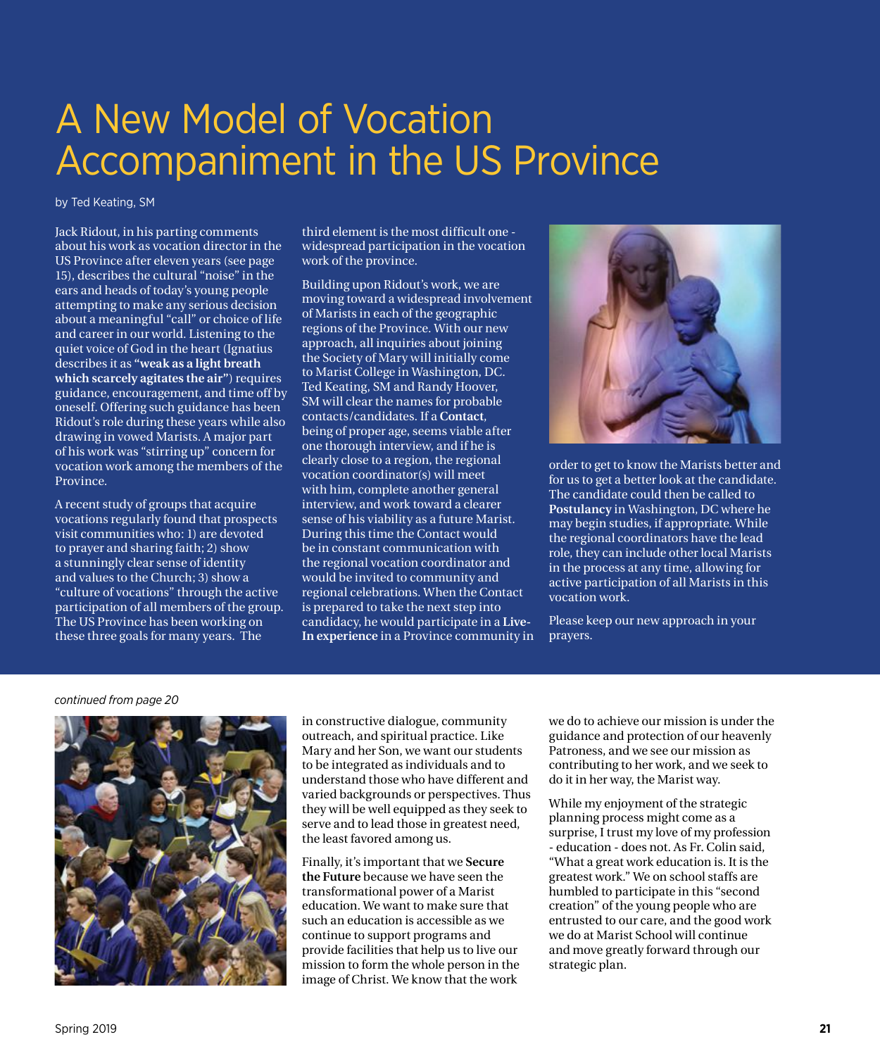# A New Model of Vocation Accompaniment in the US Province

by Ted Keating, SM

Jack Ridout, in his parting comments about his work as vocation director in the US Province after eleven years (see page 15), describes the cultural "noise" in the ears and heads of today's young people attempting to make any serious decision about a meaningful "call" or choice of life and career in our world. Listening to the quiet voice of God in the heart (Ignatius describes it as **"weak as a light breath which scarcely agitates the air"**) requires guidance, encouragement, and time off by oneself. Offering such guidance has been Ridout's role during these years while also drawing in vowed Marists. A major part of his work was "stirring up" concern for vocation work among the members of the Province.

A recent study of groups that acquire vocations regularly found that prospects visit communities who: 1) are devoted to prayer and sharing faith; 2) show a stunningly clear sense of identity and values to the Church; 3) show a "culture of vocations" through the active participation of all members of the group. The US Province has been working on these three goals for many years. The third element is the most difficult one - widespread participation in the vocation work of the province.

Building upon Ridout's work, we are moving toward a widespread involvement of Marists in each of the geographic regions of the Province. With our new approach, all inquiries about joining the Society of Mary will initially come to Marist College in Washington, DC. Ted Keating, SM and Randy Hoover, SM will clear the names for probable contacts/candidates. If a **Contact**, being of proper age, seems viable after one thorough interview, and if he is clearly close to a region, the regional vocation coordinator(s) will meet with him, complete another general interview, and work toward a clearer sense of his viability as a future Marist. During this time the Contact would be in constant communication with the regional vocation coordinator and would be invited to community and regional celebrations. When the Contact is prepared to take the next step into candidacy, he would participate in a **Live-In experience** in a Province community in order to get to know the Marists better and for us to get a better look at the candidate. The candidate could then be called to **Postulancy** in Washington, DC where he may begin studies, if appropriate. While the regional coordinators have the lead role, they can include other local Marists in the process at any time, allowing for active participation of all Marists in this vocation work.

Please keep our new approach in your prayers.

---

*continued from page 20*

in constructive dialogue, community outreach, and spiritual practice. Like Mary and her Son, we want our students to be integrated as individuals and to understand those who have different and varied backgrounds or perspectives. Thus they will be well equipped as they seek to serve and to lead those in greatest need, the least favored among us.

Finally, it's important that we **Secure the Future** because we have seen the transformational power of a Marist education. We want to make sure that such an education is accessible as we continue to support programs and provide facilities that help us to live our mission to form the whole person in the image of Christ. We know that the work we do to achieve our mission is under the guidance and protection of our heavenly Patroness, and we see our mission as contributing to her work, and we seek to do it in her way, the Marist way.

While my enjoyment of the strategic planning process might come as a surprise, I trust my love of my profession - education - does not. As Fr. Colin said, "What a great work education is. It is the greatest work." We on school staffs are humbled to participate in this "second creation" of the young people who are entrusted to our care, and the good work we do at Marist School will continue and move greatly forward through our strategic plan.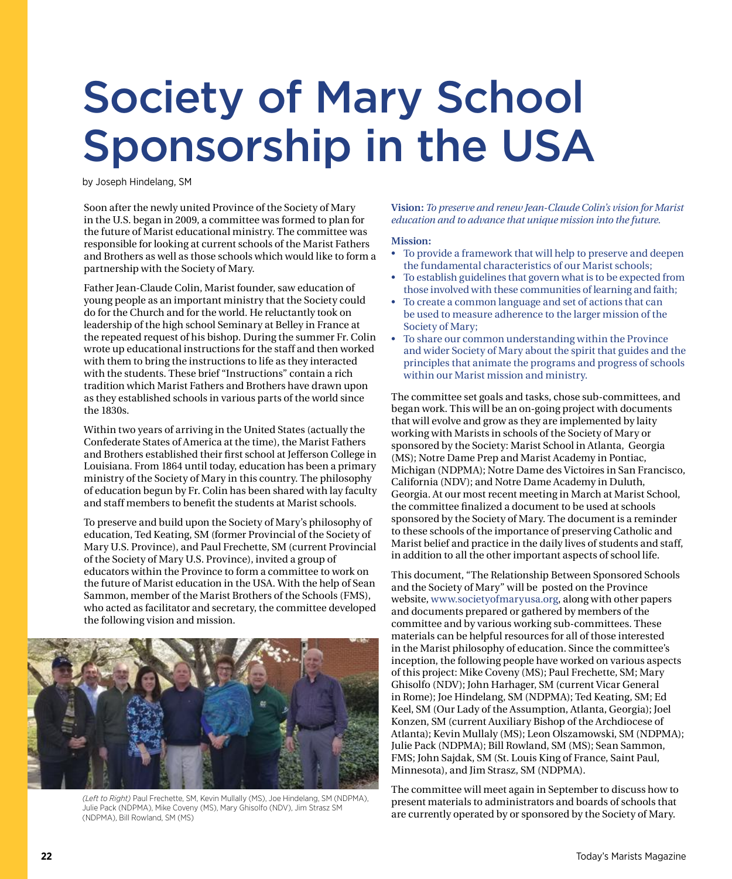# Society of Mary School Sponsorship in the USA

by Joseph Hindelang, SM

Soon after the newly united Province of the Society of Mary in the U.S. began in 2009, a committee was formed to plan for the future of Marist educational ministry. The committee was responsible for looking at current schools of the Marist Fathers and Brothers as well as those schools which would like to form a partnership with the Society of Mary.

Father Jean-Claude Colin, Marist founder, saw education of young people as an important ministry that the Society could do for the Church and for the world. He reluctantly took on leadership of the high school Seminary at Belley in France at the repeated request of his bishop. During the summer Fr. Colin wrote up educational instructions for the staff and then worked with them to bring the instructions to life as they interacted with the students. These brief "Instructions" contain a rich tradition which Marist Fathers and Brothers have drawn upon as they established schools in various parts of the world since the 1830s.

Within two years of arriving in the United States (actually the Confederate States of America at the time), the Marist Fathers and Brothers established their first school at Jefferson College in Louisiana. From 1864 until today, education has been a primary ministry of the Society of Mary in this country. The philosophy of education begun by Fr. Colin has been shared with lay faculty and staff members to benefit the students at Marist schools.

To preserve and build upon the Society of Mary's philosophy of education, Ted Keating, SM (former Provincial of the Society of Mary U.S. Province), and Paul Frechette, SM (current Provincial of the Society of Mary U.S. Province), invited a group of educators within the Province to form a committee to work on the future of Marist education in the USA. With the help of Sean Sammon, member of the Marist Brothers of the Schools (FMS), who acted as facilitator and secretary, the committee developed the following vision and mission.

*(Left to Right)* Paul Frechette, SM, Kevin Mullally (MS), Joe Hindelang, SM (NDPMA), Julie Pack (NDPMA), Mike Coveny (MS), Mary Ghisolfo (NDV), Jim Strasz SM (NDPMA), Bill Rowland, SM (MS)

**Vision:** *To preserve and renew Jean-Claude Colin's vision for Marist education and to advance that unique mission into the future.*

**Mission:**

- To provide a framework that will help to preserve and deepen the fundamental characteristics of our Marist schools;
- To establish guidelines that govern what is to be expected from those involved with these communities of learning and faith;
- To create a common language and set of actions that can be used to measure adherence to the larger mission of the Society of Mary;
- To share our common understanding within the Province and wider Society of Mary about the spirit that guides and the principles that animate the programs and progress of schools within our Marist mission and ministry.

The committee set goals and tasks, chose sub-committees, and began work. This will be an on-going project with documents that will evolve and grow as they are implemented by laity working with Marists in schools of the Society of Mary or sponsored by the Society: Marist School in Atlanta, Georgia (MS); Notre Dame Prep and Marist Academy in Pontiac, Michigan (NDPMA); Notre Dame des Victoires in San Francisco, California (NDV); and Notre Dame Academy in Duluth, Georgia. At our most recent meeting in March at Marist School, the committee finalized a document to be used at schools sponsored by the Society of Mary. The document is a reminder to these schools of the importance of preserving Catholic and Marist belief and practice in the daily lives of students and staff, in addition to all the other important aspects of school life.

This document, "The Relationship Between Sponsored Schools and the Society of Mary" will be posted on the Province website, www.societyofmaryusa.org, along with other papers and documents prepared or gathered by members of the committee and by various working sub-committees. These materials can be helpful resources for all of those interested in the Marist philosophy of education. Since the committee's inception, the following people have worked on various aspects of this project: Mike Coveny (MS); Paul Frechette, SM; Mary Ghisolfo (NDV); John Harhager, SM (current Vicar General in Rome); Joe Hindelang, SM (NDPMA); Ted Keating, SM; Ed Keel, SM (Our Lady of the Assumption, Atlanta, Georgia); Joel Konzen, SM (current Auxiliary Bishop of the Archdiocese of Atlanta); Kevin Mullaly (MS); Leon Olszamowski, SM (NDPMA); Julie Pack (NDPMA); Bill Rowland, SM (MS); Sean Sammon, FMS; John Sajdak, SM (St. Louis King of France, Saint Paul, Minnesota), and Jim Strasz, SM (NDPMA).

The committee will meet again in September to discuss how to present materials to administrators and boards of schools that are currently operated by or sponsored by the Society of Mary.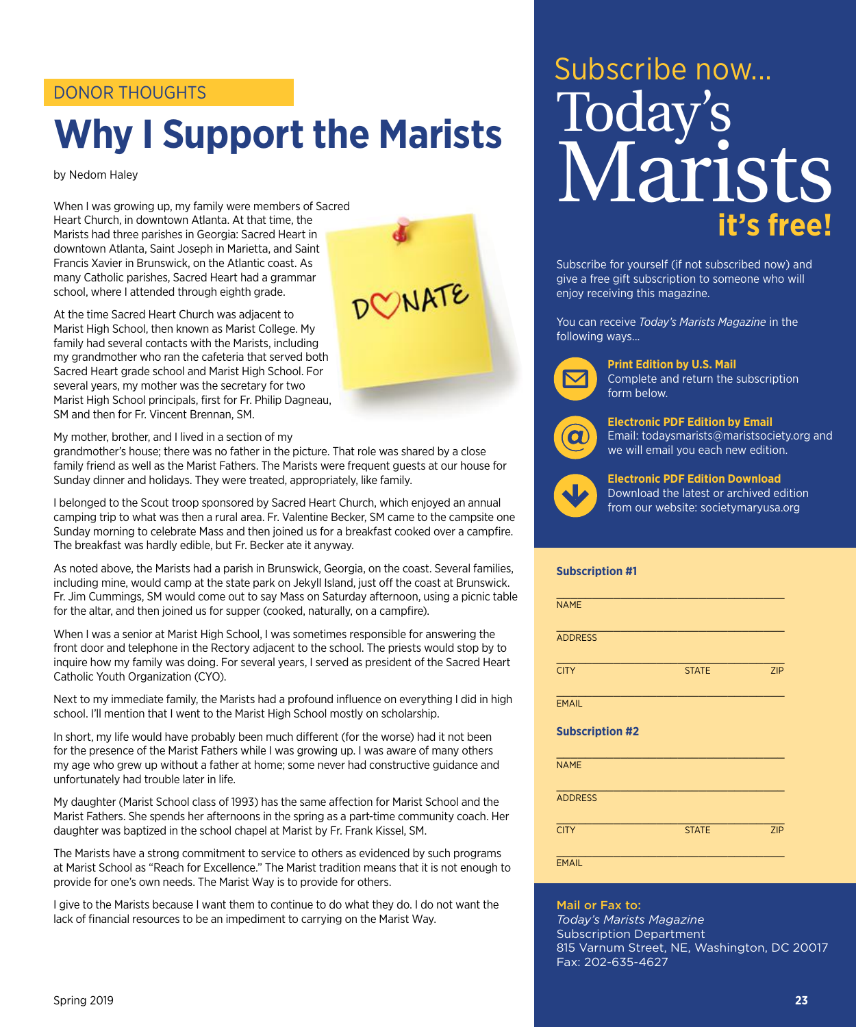DONOR THOUGHTS

# Why I Support the Marists

by Nedom Haley

When I was growing up, my family were members of Sacred Heart Church, in downtown Atlanta. At that time, the Marists had three parishes in Georgia: Sacred Heart in downtown Atlanta, Saint Joseph in Marietta, and Saint Francis Xavier in Brunswick, on the Atlantic coast. As many Catholic parishes, Sacred Heart had a grammar school, where I attended through eighth grade.

At the time Sacred Heart Church was adjacent to Marist High School, then known as Marist College. My family had several contacts with the Marists, including my grandmother who ran the cafeteria that served both Sacred Heart grade school and Marist High School. For several years, my mother was the secretary for two Marist High School principals, first for Fr. Philip Dagneau, SM and then for Fr. Vincent Brennan, SM.

My mother, brother, and I lived in a section of my grandmother's house; there was no father in the picture. That role was shared by a close family friend as well as the Marist Fathers. The Marists were frequent guests at our house for Sunday dinner and holidays. They were treated, appropriately, like family.

I belonged to the Scout troop sponsored by Sacred Heart Church, which enjoyed an annual camping trip to what was then a rural area. Fr. Valentine Becker, SM came to the campsite one Sunday morning to celebrate Mass and then joined us for a breakfast cooked over a campfire. The breakfast was hardly edible, but Fr. Becker ate it anyway.

As noted above, the Marists had a parish in Brunswick, Georgia, on the coast. Several families, including mine, would camp at the state park on Jekyll Island, just off the coast at Brunswick. Fr. Jim Cummings, SM would come out to say Mass on Saturday afternoon, using a picnic table for the altar, and then joined us for supper (cooked, naturally, on a campfire).

When I was a senior at Marist High School, I was sometimes responsible for answering the front door and telephone in the Rectory adjacent to the school. The priests would stop by to inquire how my family was doing. For several years, I served as president of the Sacred Heart Catholic Youth Organization (CYO).

Next to my immediate family, the Marists had a profound influence on everything I did in high school. I'll mention that I went to the Marist High School mostly on scholarship.

In short, my life would have probably been much different (for the worse) had it not been for the presence of the Marist Fathers while I was growing up. I was aware of many others my age who grew up without a father at home; some never had constructive guidance and unfortunately had trouble later in life.

My daughter (Marist School class of 1993) has the same affection for Marist School and the Marist Fathers. She spends her afternoons in the spring as a part-time community coach. Her daughter was baptized in the school chapel at Marist by Fr. Frank Kissel, SM.

The Marists have a strong commitment to service to others as evidenced by such programs at Marist School as "Reach for Excellence." The Marist tradition means that it is not enough to provide for one's own needs. The Marist Way is to provide for others.

I give to the Marists because I want them to continue to do what they do. I do not want the lack of financial resources to be an impediment to carrying on the Marist Way.

# Subscribe now... Today's Marists **it's free!**

Subscribe for yourself (if not subscribed now) and give a free gift subscription to someone who will enjoy receiving this magazine.

You can receive *Today's Marists Magazine* in the following ways...

**Print Edition by U.S. Mail**
Complete and return the subscription form below.

**Electronic PDF Edition by Email**
Email: todaysmarists@maristsociety.org and we will email you each new edition.

**Electronic PDF Edition Download**
Download the latest or archived edition from our website: societymaryusa.org

**Subscription #1**

NAME ______________________

ADDRESS ______________________

CITY ______ STATE ______ ZIP ______

EMAIL ______________________

**Subscription #2**

NAME ______________________

ADDRESS ______________________

CITY ______ STATE ______ ZIP ______

EMAIL ______________________

**Mail or Fax to:**
*Today's Marists Magazine*
Subscription Department
815 Varnum Street, NE, Washington, DC 20017
Fax: 202-635-4627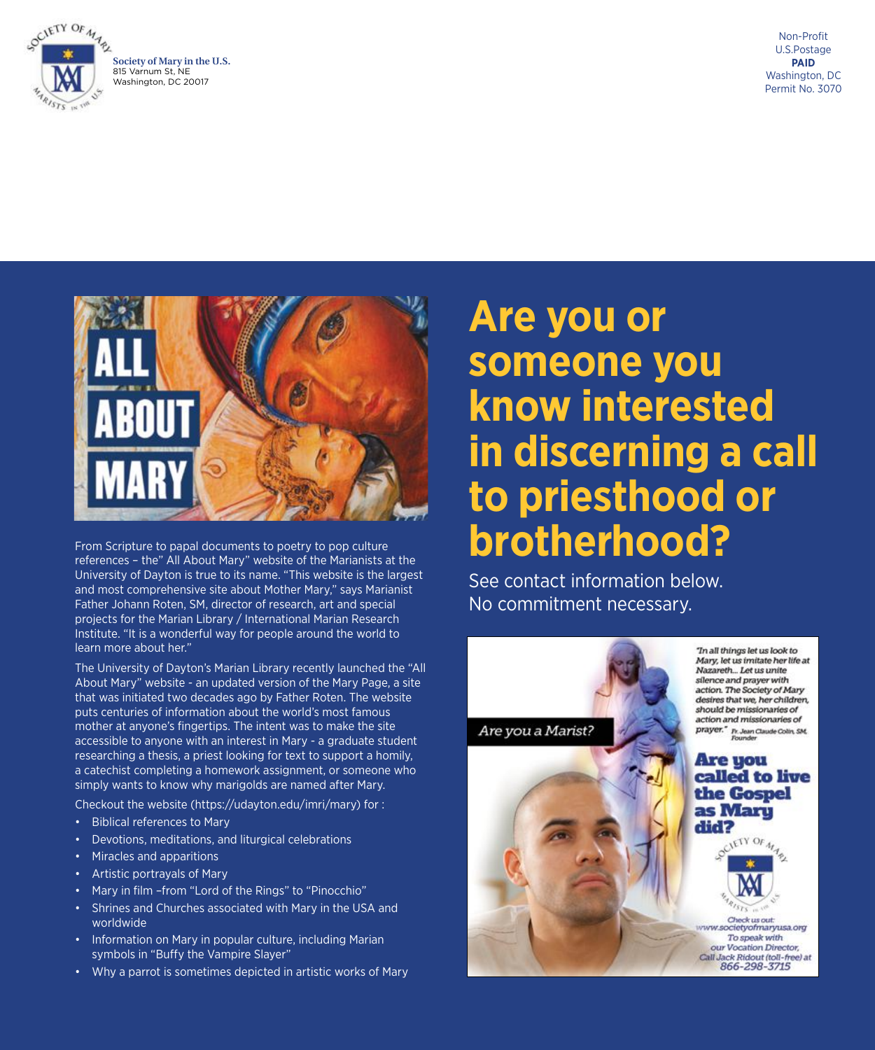Society of Mary in the U.S.
815 Varnum St, NE
Washington, DC 20017

Non-Profit
U.S.Postage
**PAID**
Washington, DC
Permit No. 3070

# ALL ABOUT MARY

From Scripture to papal documents to poetry to pop culture references – the" All About Mary" website of the Marianists at the University of Dayton is true to its name. "This website is the largest and most comprehensive site about Mother Mary," says Marianist Father Johann Roten, SM, director of research, art and special projects for the Marian Library / International Marian Research Institute. "It is a wonderful way for people around the world to learn more about her."

The University of Dayton's Marian Library recently launched the "All About Mary" website - an updated version of the Mary Page, a site that was initiated two decades ago by Father Roten. The website puts centuries of information about the world's most famous mother at anyone's fingertips. The intent was to make the site accessible to anyone with an interest in Mary - a graduate student researching a thesis, a priest looking for text to support a homily, a catechist completing a homework assignment, or someone who simply wants to know why marigolds are named after Mary.

Checkout the website (https://udayton.edu/imri/mary) for :

- Biblical references to Mary
- Devotions, meditations, and liturgical celebrations
- Miracles and apparitions
- Artistic portrayals of Mary
- Mary in film –from "Lord of the Rings" to "Pinocchio"
- Shrines and Churches associated with Mary in the USA and worldwide
- Information on Mary in popular culture, including Marian symbols in "Buffy the Vampire Slayer"
- Why a parrot is sometimes depicted in artistic works of Mary

# Are you or someone you know interested in discerning a call to priesthood or brotherhood?

See contact information below.
No commitment necessary.

*Are you a Marist?*

*"In all things let us look to Mary, let us imitate her life at Nazareth... Let us unite silence and prayer with action. The Society of Mary desires that we, her children, should be missionaries of action and missionaries of prayer."* Fr. Jean Claude Colin, SM, Founder

## Are you called to live the Gospel as Mary did?

Check us out:
www.societyofmaryusa.org
To speak with our Vocation Director, Call Jack Ridout (toll-free) at
866-298-3715